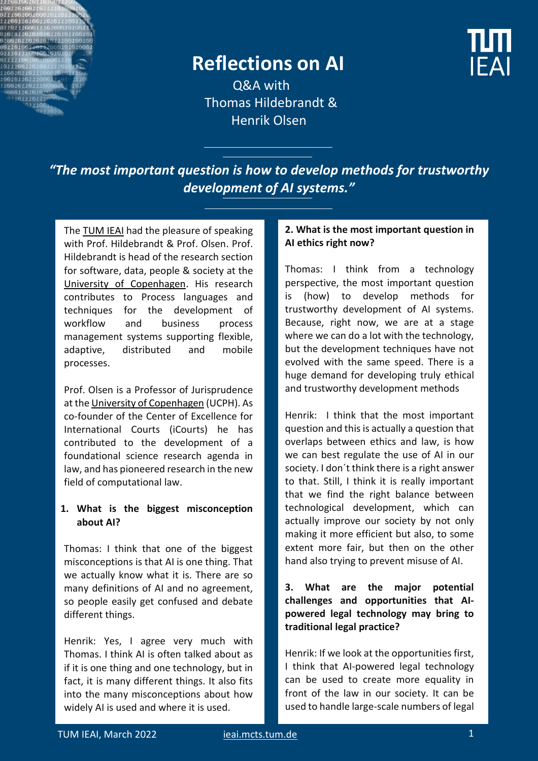# Reflections on AI

Q&A with Thomas Hildebrandt & Henrik Olsen

*"The most important question is how to develop methods for trustworthy development of AI systems."*

The TUM IEAI had the pleasure of speaking with Prof. Hildebrandt & Prof. Olsen. Prof. Hildebrandt is head of the research section for software, data, people & society at the University of Copenhagen. His research contributes to Process languages and techniques for the development of workflow and business process management systems supporting flexible, adaptive, distributed and mobile processes.

Prof. Olsen is a Professor of Jurisprudence at the University of Copenhagen (UCPH). As co-founder of the Center of Excellence for International Courts (iCourts) he has contributed to the development of a foundational science research agenda in law, and has pioneered research in the new field of computational law.

**1. What is the biggest misconception about AI?**

Thomas: I think that one of the biggest misconceptions is that AI is one thing. That we actually know what it is. There are so many definitions of AI and no agreement, so people easily get confused and debate different things.

Henrik: Yes, I agree very much with Thomas. I think AI is often talked about as if it is one thing and one technology, but in fact, it is many different things. It also fits into the many misconceptions about how widely AI is used and where it is used.

**2. What is the most important question in AI ethics right now?**

Thomas: I think from a technology perspective, the most important question is (how) to develop methods for trustworthy development of AI systems. Because, right now, we are at a stage where we can do a lot with the technology, but the development techniques have not evolved with the same speed. There is a huge demand for developing truly ethical and trustworthy development methods

Henrik: I think that the most important question and this is actually a question that overlaps between ethics and law, is how we can best regulate the use of AI in our society. I don´t think there is a right answer to that. Still, I think it is really important that we find the right balance between technological development, which can actually improve our society by not only making it more efficient but also, to some extent more fair, but then on the other hand also trying to prevent misuse of AI.

**3. What are the major potential challenges and opportunities that AI-powered legal technology may bring to traditional legal practice?**

Henrik: If we look at the opportunities first, I think that AI-powered legal technology can be used to create more equality in front of the law in our society. It can be used to handle large-scale numbers of legal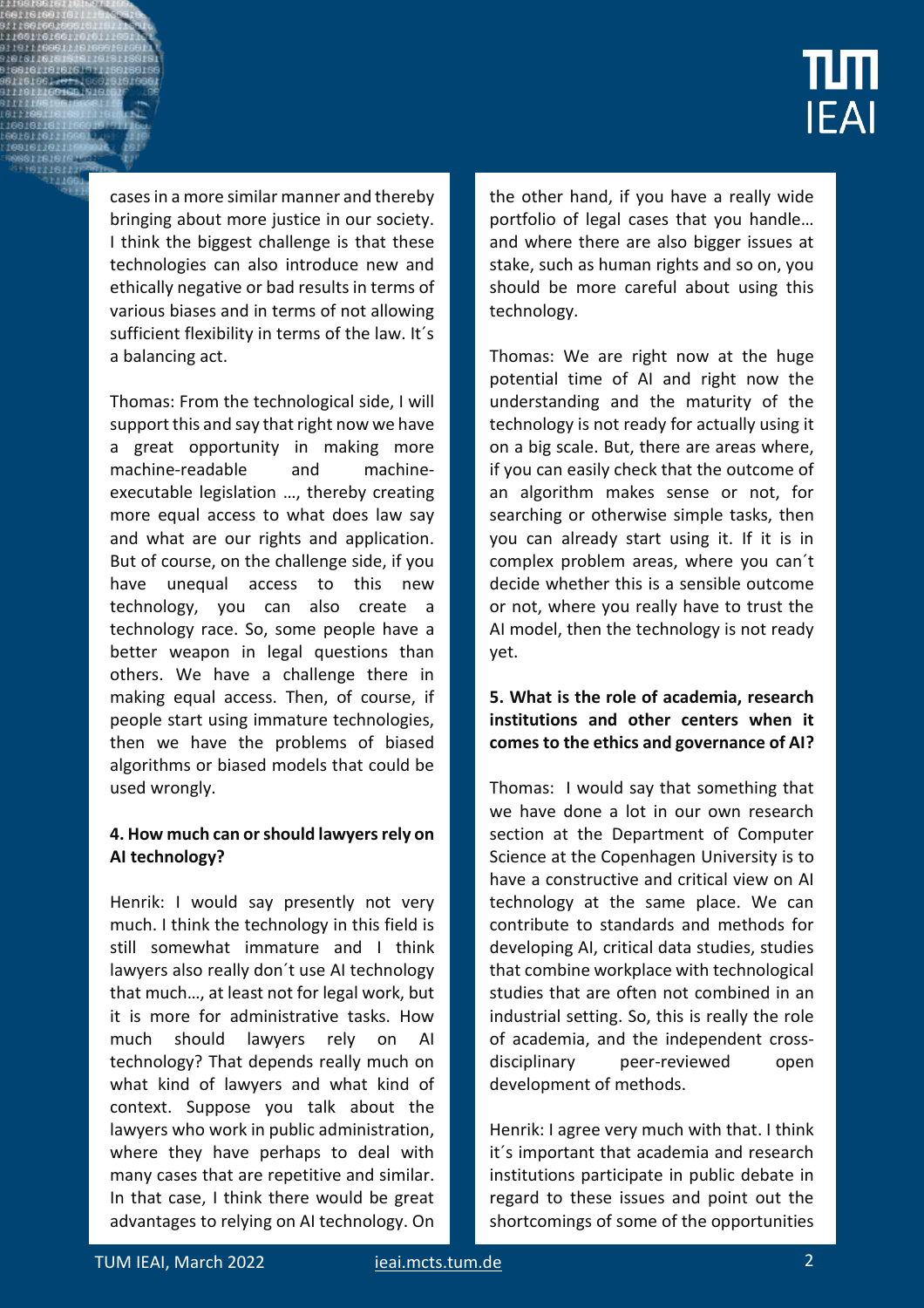cases in a more similar manner and thereby bringing about more justice in our society. I think the biggest challenge is that these technologies can also introduce new and ethically negative or bad results in terms of various biases and in terms of not allowing sufficient flexibility in terms of the law. It´s a balancing act.

Thomas: From the technological side, I will support this and say that right now we have a great opportunity in making more machine-readable and machine-executable legislation …, thereby creating more equal access to what does law say and what are our rights and application. But of course, on the challenge side, if you have unequal access to this new technology, you can also create a technology race. So, some people have a better weapon in legal questions than others. We have a challenge there in making equal access. Then, of course, if people start using immature technologies, then we have the problems of biased algorithms or biased models that could be used wrongly.

**4. How much can or should lawyers rely on AI technology?**

Henrik: I would say presently not very much. I think the technology in this field is still somewhat immature and I think lawyers also really don´t use AI technology that much…, at least not for legal work, but it is more for administrative tasks. How much should lawyers rely on AI technology? That depends really much on what kind of lawyers and what kind of context. Suppose you talk about the lawyers who work in public administration, where they have perhaps to deal with many cases that are repetitive and similar. In that case, I think there would be great advantages to relying on AI technology. On the other hand, if you have a really wide portfolio of legal cases that you handle… and where there are also bigger issues at stake, such as human rights and so on, you should be more careful about using this technology.

Thomas: We are right now at the huge potential time of AI and right now the understanding and the maturity of the technology is not ready for actually using it on a big scale. But, there are areas where, if you can easily check that the outcome of an algorithm makes sense or not, for searching or otherwise simple tasks, then you can already start using it. If it is in complex problem areas, where you can´t decide whether this is a sensible outcome or not, where you really have to trust the AI model, then the technology is not ready yet.

**5. What is the role of academia, research institutions and other centers when it comes to the ethics and governance of AI?**

Thomas: I would say that something that we have done a lot in our own research section at the Department of Computer Science at the Copenhagen University is to have a constructive and critical view on AI technology at the same place. We can contribute to standards and methods for developing AI, critical data studies, studies that combine workplace with technological studies that are often not combined in an industrial setting. So, this is really the role of academia, and the independent cross-disciplinary peer-reviewed open development of methods.

Henrik: I agree very much with that. I think it´s important that academia and research institutions participate in public debate in regard to these issues and point out the shortcomings of some of the opportunities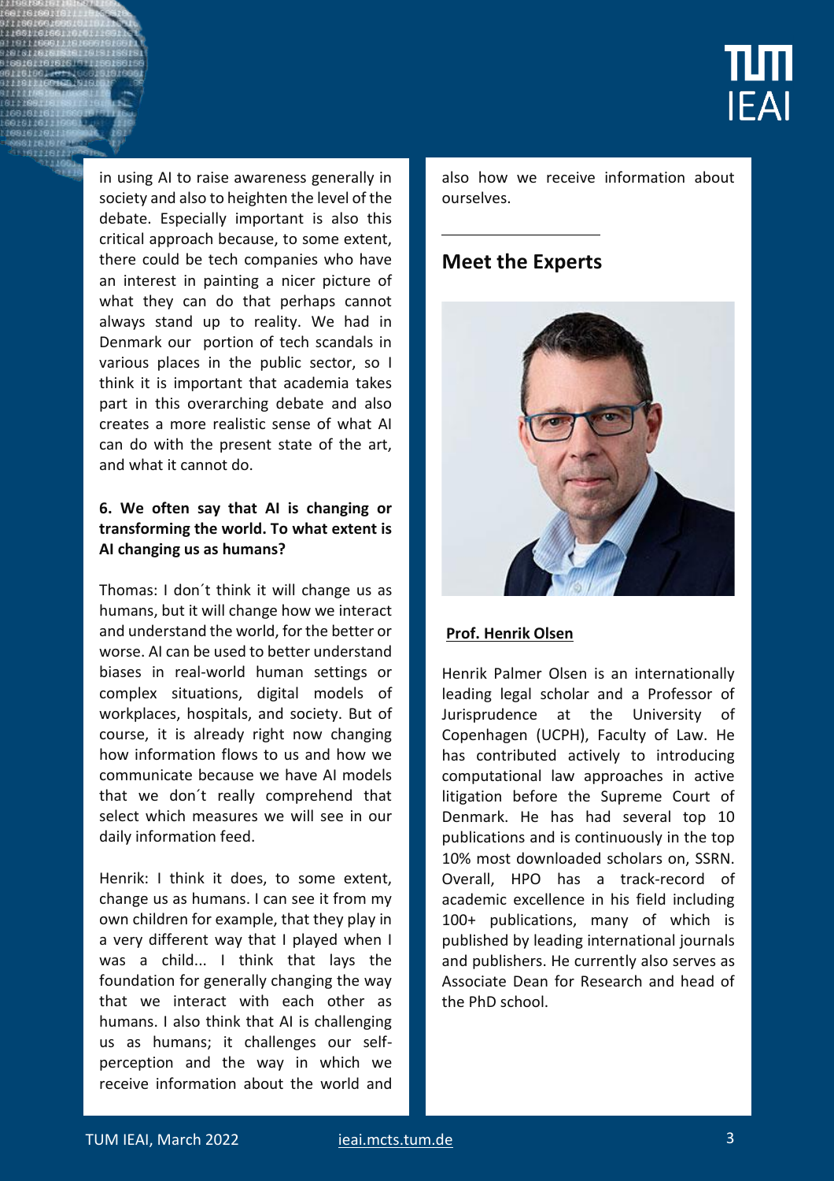in using AI to raise awareness generally in society and also to heighten the level of the debate. Especially important is also this critical approach because, to some extent, there could be tech companies who have an interest in painting a nicer picture of what they can do that perhaps cannot always stand up to reality. We had in Denmark our portion of tech scandals in various places in the public sector, so I think it is important that academia takes part in this overarching debate and also creates a more realistic sense of what AI can do with the present state of the art, and what it cannot do.

**6. We often say that AI is changing or transforming the world. To what extent is AI changing us as humans?**

Thomas: I don´t think it will change us as humans, but it will change how we interact and understand the world, for the better or worse. AI can be used to better understand biases in real-world human settings or complex situations, digital models of workplaces, hospitals, and society. But of course, it is already right now changing how information flows to us and how we communicate because we have AI models that we don´t really comprehend that select which measures we will see in our daily information feed.

Henrik: I think it does, to some extent, change us as humans. I can see it from my own children for example, that they play in a very different way that I played when I was a child... I think that lays the foundation for generally changing the way that we interact with each other as humans. I also think that AI is challenging us as humans; it challenges our self-perception and the way in which we receive information about the world and also how we receive information about ourselves.

## Meet the Experts

**Prof. Henrik Olsen**

Henrik Palmer Olsen is an internationally leading legal scholar and a Professor of Jurisprudence at the University of Copenhagen (UCPH), Faculty of Law. He has contributed actively to introducing computational law approaches in active litigation before the Supreme Court of Denmark. He has had several top 10 publications and is continuously in the top 10% most downloaded scholars on, SSRN. Overall, HPO has a track-record of academic excellence in his field including 100+ publications, many of which is published by leading international journals and publishers. He currently also serves as Associate Dean for Research and head of the PhD school.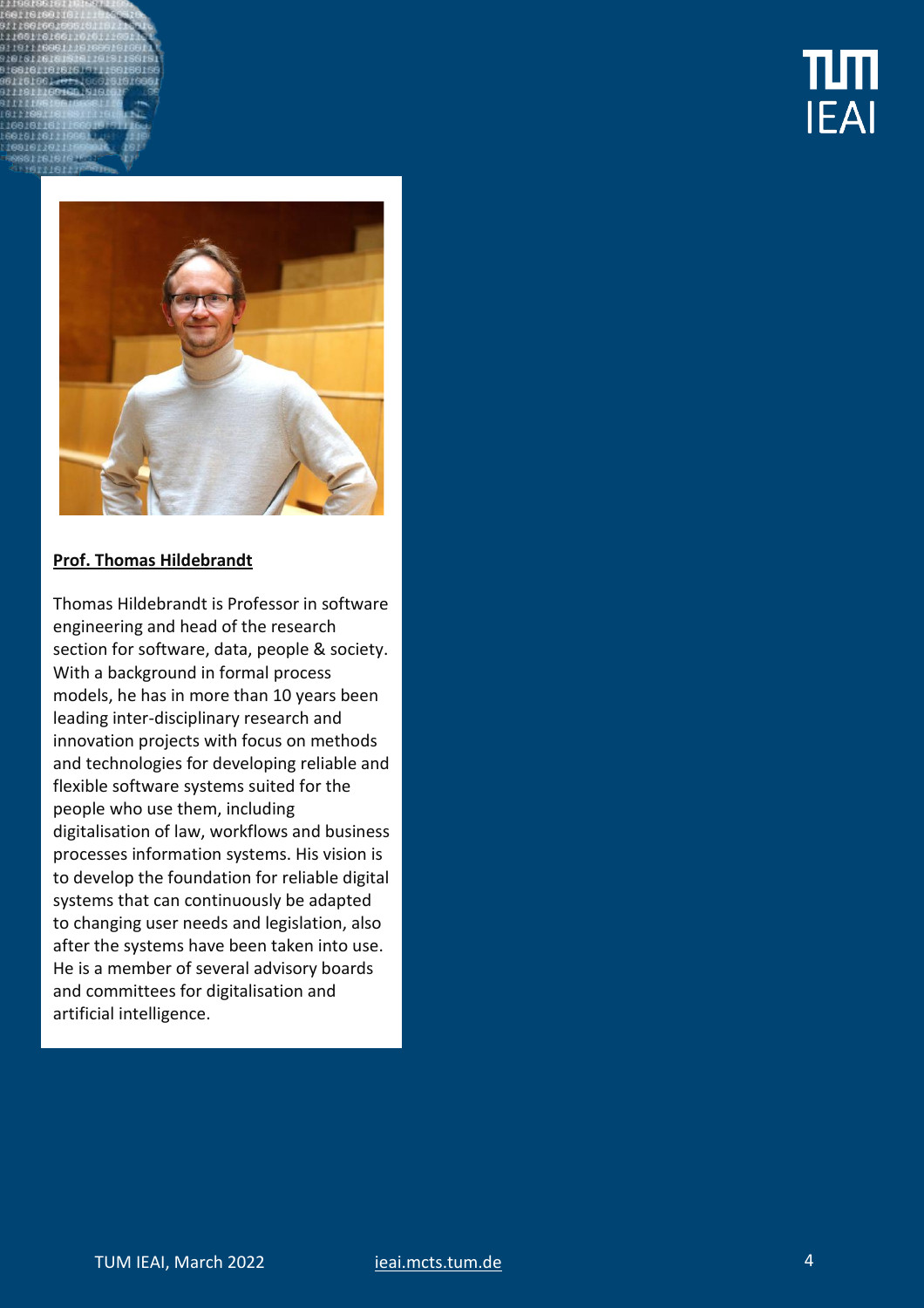**Prof. Thomas Hildebrandt**

Thomas Hildebrandt is Professor in software engineering and head of the research section for software, data, people & society. With a background in formal process models, he has in more than 10 years been leading inter-disciplinary research and innovation projects with focus on methods and technologies for developing reliable and flexible software systems suited for the people who use them, including digitalisation of law, workflows and business processes information systems. His vision is to develop the foundation for reliable digital systems that can continuously be adapted to changing user needs and legislation, also after the systems have been taken into use. He is a member of several advisory boards and committees for digitalisation and artificial intelligence.